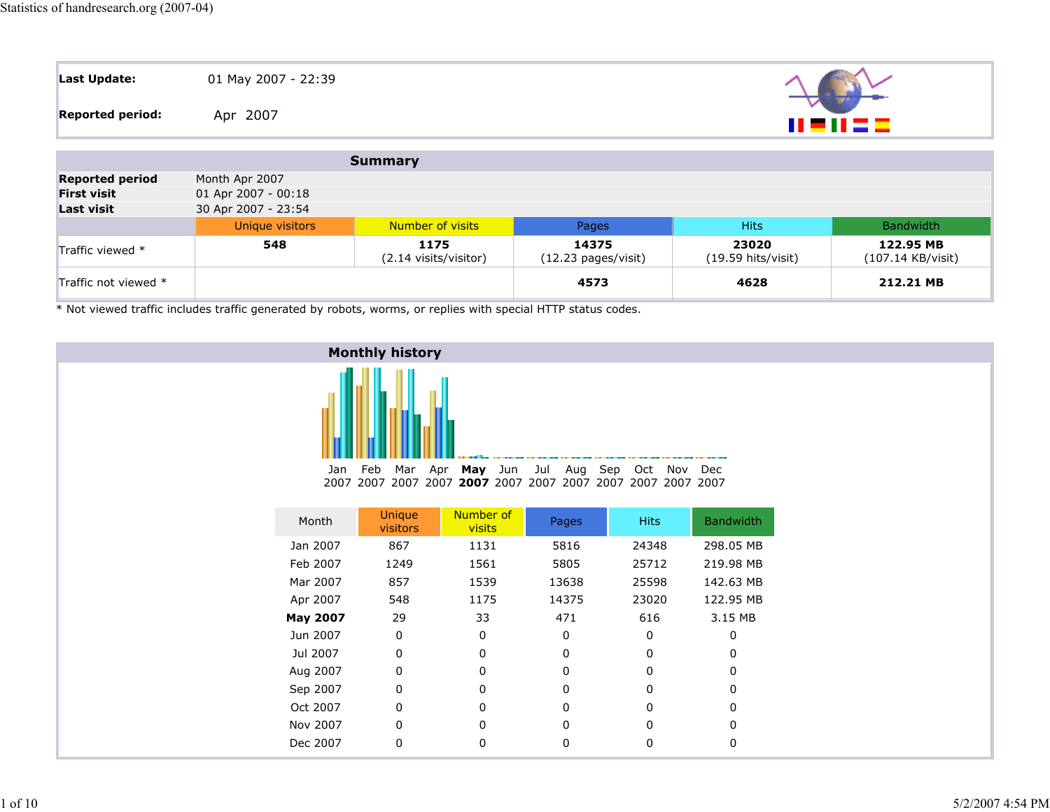Statistics of handresearch.org (2007-04)

| | |
|---|---|
| **Last Update:** | 01 May 2007 - 22:39 |
| **Reported period:** | Apr 2007 |

## Summary

| | | | | | |
|---|---|---|---|---|---|
| **Reported period** | Month Apr 2007 | | | | |
| **First visit** | 01 Apr 2007 - 00:18 | | | | |
| **Last visit** | 30 Apr 2007 - 23:54 | | | | |
| | Unique visitors | Number of visits | Pages | Hits | Bandwidth |
| Traffic viewed * | **548** | **1175** (2.14 visits/visitor) | **14375** (12.23 pages/visit) | **23020** (19.59 hits/visit) | **122.95 MB** (107.14 KB/visit) |
| Traffic not viewed * | | | **4573** | **4628** | **212.21 MB** |

* Not viewed traffic includes traffic generated by robots, worms, or replies with special HTTP status codes.

## Monthly history

| Month | Unique visitors | Number of visits | Pages | Hits | Bandwidth |
|---|---|---|---|---|---|
| Jan 2007 | 867 | 1131 | 5816 | 24348 | 298.05 MB |
| Feb 2007 | 1249 | 1561 | 5805 | 25712 | 219.98 MB |
| Mar 2007 | 857 | 1539 | 13638 | 25598 | 142.63 MB |
| Apr 2007 | 548 | 1175 | 14375 | 23020 | 122.95 MB |
| **May 2007** | 29 | 33 | 471 | 616 | 3.15 MB |
| Jun 2007 | 0 | 0 | 0 | 0 | 0 |
| Jul 2007 | 0 | 0 | 0 | 0 | 0 |
| Aug 2007 | 0 | 0 | 0 | 0 | 0 |
| Sep 2007 | 0 | 0 | 0 | 0 | 0 |
| Oct 2007 | 0 | 0 | 0 | 0 | 0 |
| Nov 2007 | 0 | 0 | 0 | 0 | 0 |
| Dec 2007 | 0 | 0 | 0 | 0 | 0 |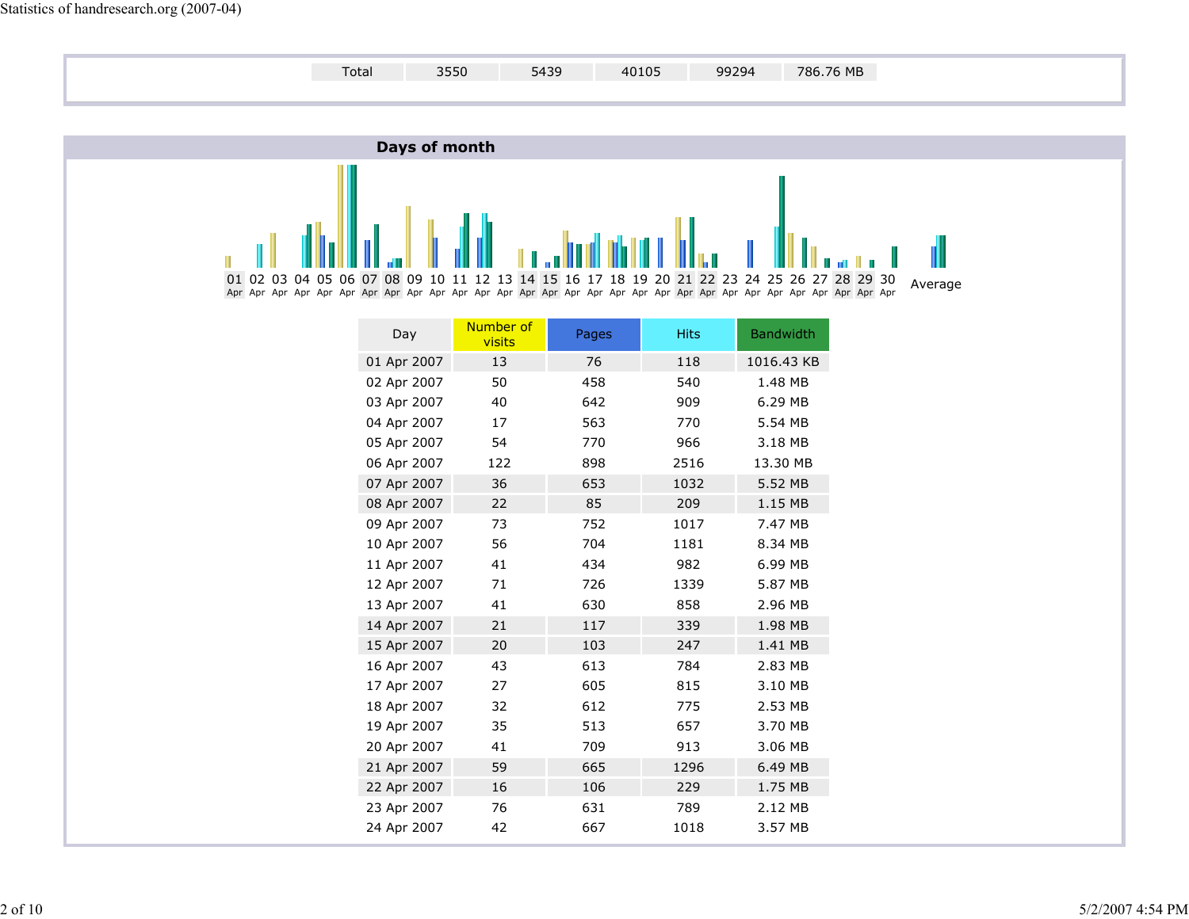| Total | 3550 | 5439 | 40105 | 99294 | 786.76 MB |
|---|---|---|---|---|---|

## Days of month

| 01 Apr | 02 Apr | 03 Apr | 04 Apr | 05 Apr | 06 Apr | 07 Apr | 08 Apr | 09 Apr | 10 Apr | 11 Apr | 12 Apr | 13 Apr | 14 Apr | 15 Apr | 16 Apr | 17 Apr | 18 Apr | 19 Apr | 20 Apr | 21 Apr | 22 Apr | 23 Apr | 24 Apr | 25 Apr | 26 Apr | 27 Apr | 28 Apr | 29 Apr | 30 Apr | Average |
|---|---|---|---|---|---|---|---|---|---|---|---|---|---|---|---|---|---|---|---|---|---|---|---|---|---|---|---|---|---|---|

| Day | Number of visits | Pages | Hits | Bandwidth |
|---|---|---|---|---|
| 01 Apr 2007 | 13 | 76 | 118 | 1016.43 KB |
| 02 Apr 2007 | 50 | 458 | 540 | 1.48 MB |
| 03 Apr 2007 | 40 | 642 | 909 | 6.29 MB |
| 04 Apr 2007 | 17 | 563 | 770 | 5.54 MB |
| 05 Apr 2007 | 54 | 770 | 966 | 3.18 MB |
| 06 Apr 2007 | 122 | 898 | 2516 | 13.30 MB |
| 07 Apr 2007 | 36 | 653 | 1032 | 5.52 MB |
| 08 Apr 2007 | 22 | 85 | 209 | 1.15 MB |
| 09 Apr 2007 | 73 | 752 | 1017 | 7.47 MB |
| 10 Apr 2007 | 56 | 704 | 1181 | 8.34 MB |
| 11 Apr 2007 | 41 | 434 | 982 | 6.99 MB |
| 12 Apr 2007 | 71 | 726 | 1339 | 5.87 MB |
| 13 Apr 2007 | 41 | 630 | 858 | 2.96 MB |
| 14 Apr 2007 | 21 | 117 | 339 | 1.98 MB |
| 15 Apr 2007 | 20 | 103 | 247 | 1.41 MB |
| 16 Apr 2007 | 43 | 613 | 784 | 2.83 MB |
| 17 Apr 2007 | 27 | 605 | 815 | 3.10 MB |
| 18 Apr 2007 | 32 | 612 | 775 | 2.53 MB |
| 19 Apr 2007 | 35 | 513 | 657 | 3.70 MB |
| 20 Apr 2007 | 41 | 709 | 913 | 3.06 MB |
| 21 Apr 2007 | 59 | 665 | 1296 | 6.49 MB |
| 22 Apr 2007 | 16 | 106 | 229 | 1.75 MB |
| 23 Apr 2007 | 76 | 631 | 789 | 2.12 MB |
| 24 Apr 2007 | 42 | 667 | 1018 | 3.57 MB |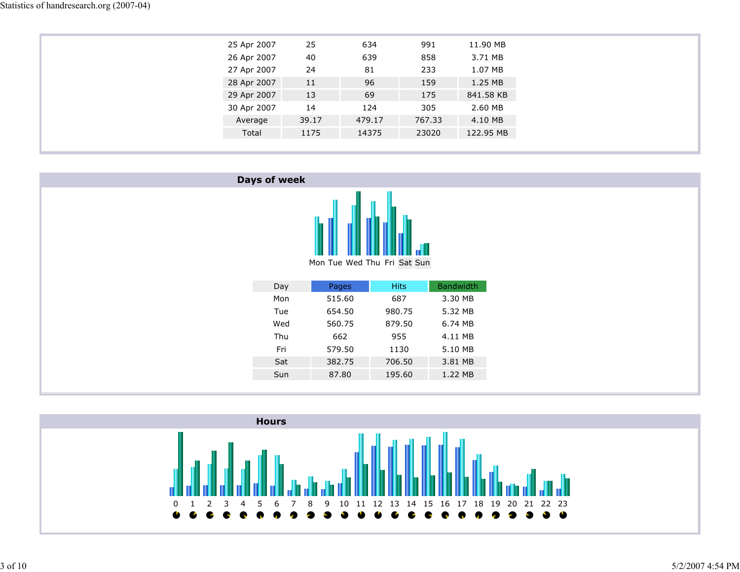| | | | | |
|---|---|---|---|---|
| 25 Apr 2007 | 25 | 634 | 991 | 11.90 MB |
| 26 Apr 2007 | 40 | 639 | 858 | 3.71 MB |
| 27 Apr 2007 | 24 | 81 | 233 | 1.07 MB |
| 28 Apr 2007 | 11 | 96 | 159 | 1.25 MB |
| 29 Apr 2007 | 13 | 69 | 175 | 841.58 KB |
| 30 Apr 2007 | 14 | 124 | 305 | 2.60 MB |
| Average | 39.17 | 479.17 | 767.33 | 4.10 MB |
| Total | 1175 | 14375 | 23020 | 122.95 MB |

## Days of week

Mon Tue Wed Thu Fri Sat Sun

| Day | Pages | Hits | Bandwidth |
|---|---|---|---|
| Mon | 515.60 | 687 | 3.30 MB |
| Tue | 654.50 | 980.75 | 5.32 MB |
| Wed | 560.75 | 879.50 | 6.74 MB |
| Thu | 662 | 955 | 4.11 MB |
| Fri | 579.50 | 1130 | 5.10 MB |
| Sat | 382.75 | 706.50 | 3.81 MB |
| Sun | 87.80 | 195.60 | 1.22 MB |

## Hours

0 1 2 3 4 5 6 7 8 9 10 11 12 13 14 15 16 17 18 19 20 21 22 23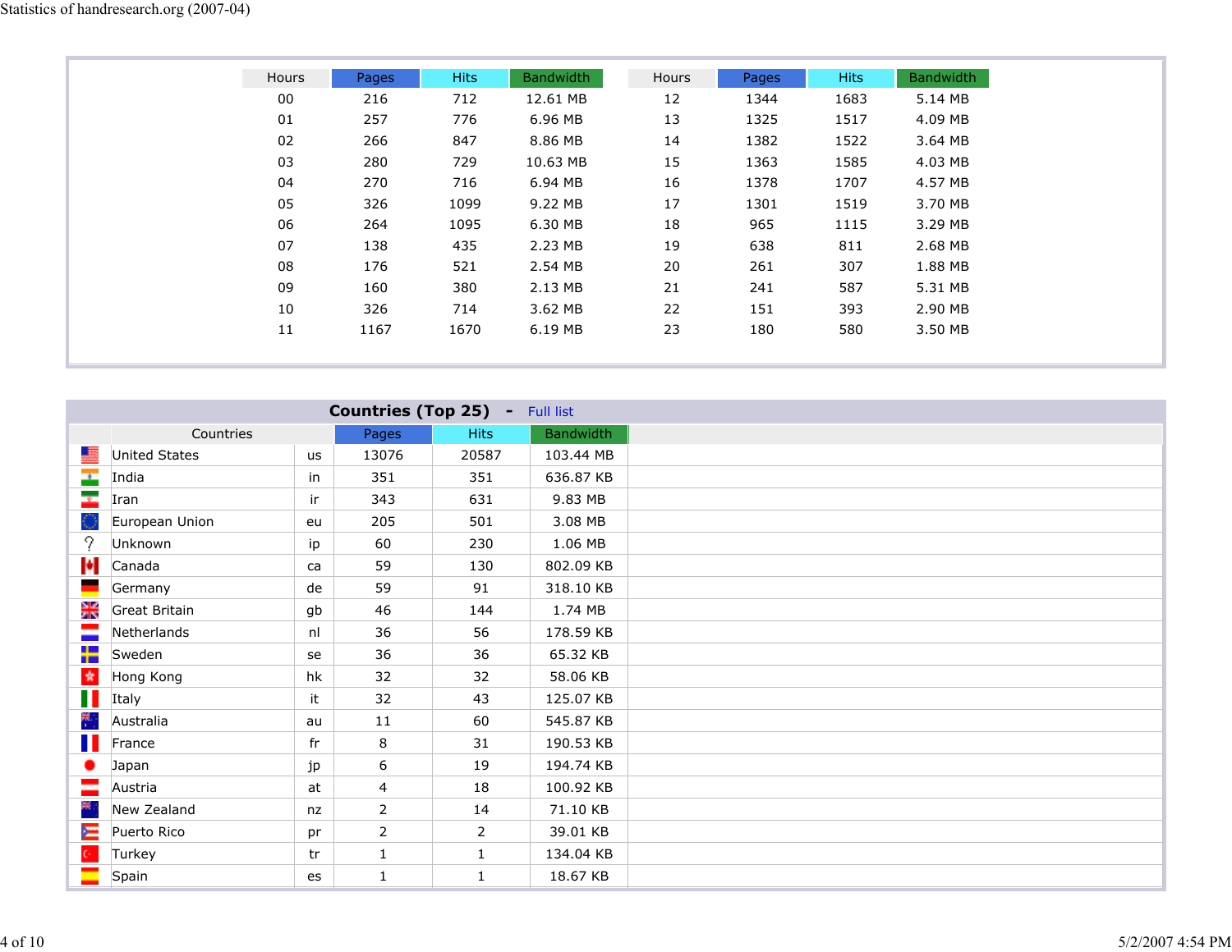| Hours | Pages | Hits | Bandwidth | Hours | Pages | Hits | Bandwidth |
|---|---|---|---|---|---|---|---|
| 00 | 216 | 712 | 12.61 MB | 12 | 1344 | 1683 | 5.14 MB |
| 01 | 257 | 776 | 6.96 MB | 13 | 1325 | 1517 | 4.09 MB |
| 02 | 266 | 847 | 8.86 MB | 14 | 1382 | 1522 | 3.64 MB |
| 03 | 280 | 729 | 10.63 MB | 15 | 1363 | 1585 | 4.03 MB |
| 04 | 270 | 716 | 6.94 MB | 16 | 1378 | 1707 | 4.57 MB |
| 05 | 326 | 1099 | 9.22 MB | 17 | 1301 | 1519 | 3.70 MB |
| 06 | 264 | 1095 | 6.30 MB | 18 | 965 | 1115 | 3.29 MB |
| 07 | 138 | 435 | 2.23 MB | 19 | 638 | 811 | 2.68 MB |
| 08 | 176 | 521 | 2.54 MB | 20 | 261 | 307 | 1.88 MB |
| 09 | 160 | 380 | 2.13 MB | 21 | 241 | 587 | 5.31 MB |
| 10 | 326 | 714 | 3.62 MB | 22 | 151 | 393 | 2.90 MB |
| 11 | 1167 | 1670 | 6.19 MB | 23 | 180 | 580 | 3.50 MB |

**Countries (Top 25)** - Full list

| Countries | | Pages | Hits | Bandwidth |
|---|---|---|---|---|
| United States | us | 13076 | 20587 | 103.44 MB |
| India | in | 351 | 351 | 636.87 KB |
| Iran | ir | 343 | 631 | 9.83 MB |
| European Union | eu | 205 | 501 | 3.08 MB |
| Unknown | ip | 60 | 230 | 1.06 MB |
| Canada | ca | 59 | 130 | 802.09 KB |
| Germany | de | 59 | 91 | 318.10 KB |
| Great Britain | gb | 46 | 144 | 1.74 MB |
| Netherlands | nl | 36 | 56 | 178.59 KB |
| Sweden | se | 36 | 36 | 65.32 KB |
| Hong Kong | hk | 32 | 32 | 58.06 KB |
| Italy | it | 32 | 43 | 125.07 KB |
| Australia | au | 11 | 60 | 545.87 KB |
| France | fr | 8 | 31 | 190.53 KB |
| Japan | jp | 6 | 19 | 194.74 KB |
| Austria | at | 4 | 18 | 100.92 KB |
| New Zealand | nz | 2 | 14 | 71.10 KB |
| Puerto Rico | pr | 2 | 2 | 39.01 KB |
| Turkey | tr | 1 | 1 | 134.04 KB |
| Spain | es | 1 | 1 | 18.67 KB |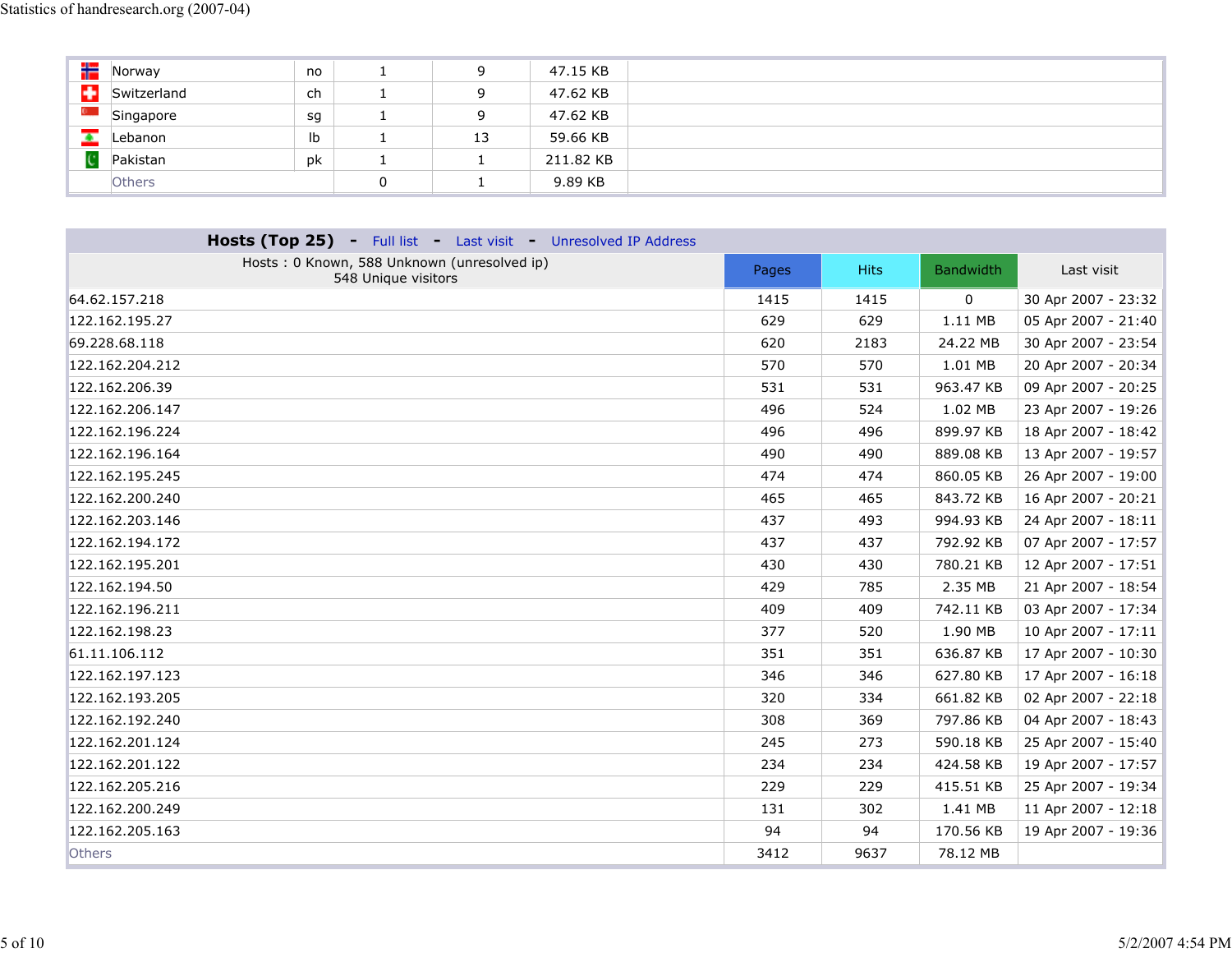| | | | | | |
|---|---|---|---|---|---|
| Norway | no | 1 | 9 | 47.15 KB | |
| Switzerland | ch | 1 | 9 | 47.62 KB | |
| Singapore | sg | 1 | 9 | 47.62 KB | |
| Lebanon | lb | 1 | 13 | 59.66 KB | |
| Pakistan | pk | 1 | 1 | 211.82 KB | |
| Others | | 0 | 1 | 9.89 KB | |

**Hosts (Top 25)** - Full list - Last visit - Unresolved IP Address

| Hosts : 0 Known, 588 Unknown (unresolved ip) 548 Unique visitors | Pages | Hits | Bandwidth | Last visit |
|---|---|---|---|---|
| 64.62.157.218 | 1415 | 1415 | 0 | 30 Apr 2007 - 23:32 |
| 122.162.195.27 | 629 | 629 | 1.11 MB | 05 Apr 2007 - 21:40 |
| 69.228.68.118 | 620 | 2183 | 24.22 MB | 30 Apr 2007 - 23:54 |
| 122.162.204.212 | 570 | 570 | 1.01 MB | 20 Apr 2007 - 20:34 |
| 122.162.206.39 | 531 | 531 | 963.47 KB | 09 Apr 2007 - 20:25 |
| 122.162.206.147 | 496 | 524 | 1.02 MB | 23 Apr 2007 - 19:26 |
| 122.162.196.224 | 496 | 496 | 899.97 KB | 18 Apr 2007 - 18:42 |
| 122.162.196.164 | 490 | 490 | 889.08 KB | 13 Apr 2007 - 19:57 |
| 122.162.195.245 | 474 | 474 | 860.05 KB | 26 Apr 2007 - 19:00 |
| 122.162.200.240 | 465 | 465 | 843.72 KB | 16 Apr 2007 - 20:21 |
| 122.162.203.146 | 437 | 493 | 994.93 KB | 24 Apr 2007 - 18:11 |
| 122.162.194.172 | 437 | 437 | 792.92 KB | 07 Apr 2007 - 17:57 |
| 122.162.195.201 | 430 | 430 | 780.21 KB | 12 Apr 2007 - 17:51 |
| 122.162.194.50 | 429 | 785 | 2.35 MB | 21 Apr 2007 - 18:54 |
| 122.162.196.211 | 409 | 409 | 742.11 KB | 03 Apr 2007 - 17:34 |
| 122.162.198.23 | 377 | 520 | 1.90 MB | 10 Apr 2007 - 17:11 |
| 61.11.106.112 | 351 | 351 | 636.87 KB | 17 Apr 2007 - 10:30 |
| 122.162.197.123 | 346 | 346 | 627.80 KB | 17 Apr 2007 - 16:18 |
| 122.162.193.205 | 320 | 334 | 661.82 KB | 02 Apr 2007 - 22:18 |
| 122.162.192.240 | 308 | 369 | 797.86 KB | 04 Apr 2007 - 18:43 |
| 122.162.201.124 | 245 | 273 | 590.18 KB | 25 Apr 2007 - 15:40 |
| 122.162.201.122 | 234 | 234 | 424.58 KB | 19 Apr 2007 - 17:57 |
| 122.162.205.216 | 229 | 229 | 415.51 KB | 25 Apr 2007 - 19:34 |
| 122.162.200.249 | 131 | 302 | 1.41 MB | 11 Apr 2007 - 12:18 |
| 122.162.205.163 | 94 | 94 | 170.56 KB | 19 Apr 2007 - 19:36 |
| Others | 3412 | 9637 | 78.12 MB | |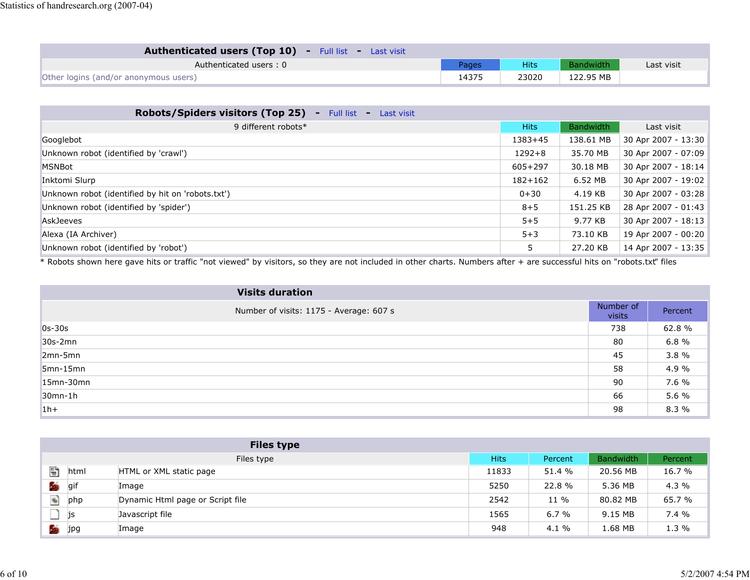## Authenticated users (Top 10) - Full list - Last visit

| Authenticated users : 0 | Pages | Hits | Bandwidth | Last visit |
|---|---|---|---|---|
| Other logins (and/or anonymous users) | 14375 | 23020 | 122.95 MB | |

## Robots/Spiders visitors (Top 25) - Full list - Last visit

| 9 different robots* | Hits | Bandwidth | Last visit |
|---|---|---|---|
| Googlebot | 1383+45 | 138.61 MB | 30 Apr 2007 - 13:30 |
| Unknown robot (identified by 'crawl') | 1292+8 | 35.70 MB | 30 Apr 2007 - 07:09 |
| MSNBot | 605+297 | 30.18 MB | 30 Apr 2007 - 18:14 |
| Inktomi Slurp | 182+162 | 6.52 MB | 30 Apr 2007 - 19:02 |
| Unknown robot (identified by hit on 'robots.txt') | 0+30 | 4.19 KB | 30 Apr 2007 - 03:28 |
| Unknown robot (identified by 'spider') | 8+5 | 151.25 KB | 28 Apr 2007 - 01:43 |
| AskJeeves | 5+5 | 9.77 KB | 30 Apr 2007 - 18:13 |
| Alexa (IA Archiver) | 5+3 | 73.10 KB | 19 Apr 2007 - 00:20 |
| Unknown robot (identified by 'robot') | 5 | 27.20 KB | 14 Apr 2007 - 13:35 |

* Robots shown here gave hits or traffic "not viewed" by visitors, so they are not included in other charts. Numbers after + are successful hits on "robots.txt" files

## Visits duration

| Number of visits: 1175 - Average: 607 s | Number of visits | Percent |
|---|---|---|
| 0s-30s | 738 | 62.8 % |
| 30s-2mn | 80 | 6.8 % |
| 2mn-5mn | 45 | 3.8 % |
| 5mn-15mn | 58 | 4.9 % |
| 15mn-30mn | 90 | 7.6 % |
| 30mn-1h | 66 | 5.6 % |
| 1h+ | 98 | 8.3 % |

## Files type

| Files type | | Hits | Percent | Bandwidth | Percent |
|---|---|---|---|---|---|
| html | HTML or XML static page | 11833 | 51.4 % | 20.56 MB | 16.7 % |
| gif | Image | 5250 | 22.8 % | 5.36 MB | 4.3 % |
| php | Dynamic Html page or Script file | 2542 | 11 % | 80.82 MB | 65.7 % |
| js | Javascript file | 1565 | 6.7 % | 9.15 MB | 7.4 % |
| jpg | Image | 948 | 4.1 % | 1.68 MB | 1.3 % |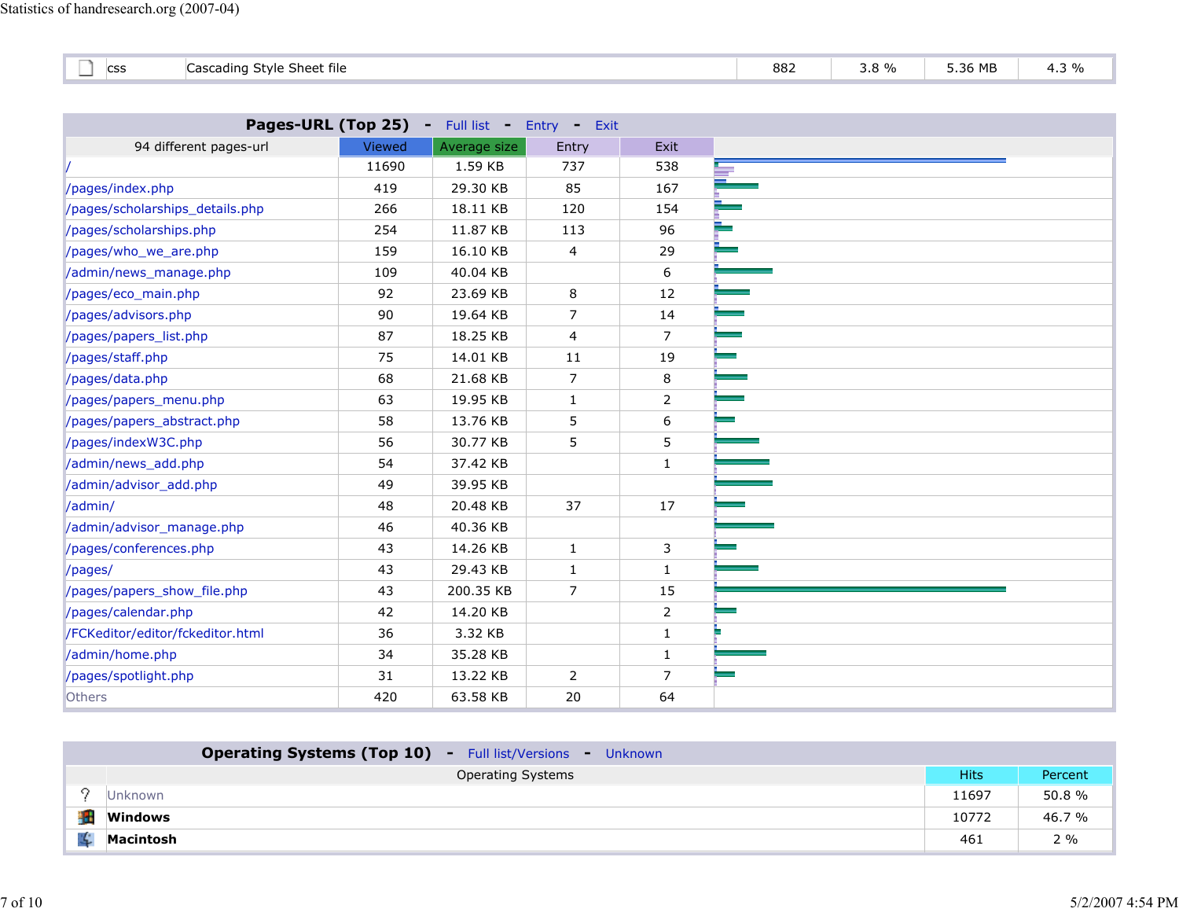| | css | Cascading Style Sheet file | 882 | 3.8 % | 5.36 MB | 4.3 % |
|---|---|---|---|---|---|---|

## Pages-URL (Top 25) - Full list - Entry - Exit

| 94 different pages-url | Viewed | Average size | Entry | Exit |
|---|---|---|---|---|
| / | 11690 | 1.59 KB | 737 | 538 |
| /pages/index.php | 419 | 29.30 KB | 85 | 167 |
| /pages/scholarships_details.php | 266 | 18.11 KB | 120 | 154 |
| /pages/scholarships.php | 254 | 11.87 KB | 113 | 96 |
| /pages/who_we_are.php | 159 | 16.10 KB | 4 | 29 |
| /admin/news_manage.php | 109 | 40.04 KB | | 6 |
| /pages/eco_main.php | 92 | 23.69 KB | 8 | 12 |
| /pages/advisors.php | 90 | 19.64 KB | 7 | 14 |
| /pages/papers_list.php | 87 | 18.25 KB | 4 | 7 |
| /pages/staff.php | 75 | 14.01 KB | 11 | 19 |
| /pages/data.php | 68 | 21.68 KB | 7 | 8 |
| /pages/papers_menu.php | 63 | 19.95 KB | 1 | 2 |
| /pages/papers_abstract.php | 58 | 13.76 KB | 5 | 6 |
| /pages/indexW3C.php | 56 | 30.77 KB | 5 | 5 |
| /admin/news_add.php | 54 | 37.42 KB | | 1 |
| /admin/advisor_add.php | 49 | 39.95 KB | | |
| /admin/ | 48 | 20.48 KB | 37 | 17 |
| /admin/advisor_manage.php | 46 | 40.36 KB | | |
| /pages/conferences.php | 43 | 14.26 KB | 1 | 3 |
| /pages/ | 43 | 29.43 KB | 1 | 1 |
| /pages/papers_show_file.php | 43 | 200.35 KB | 7 | 15 |
| /pages/calendar.php | 42 | 14.20 KB | | 2 |
| /FCKeditor/editor/fckeditor.html | 36 | 3.32 KB | | 1 |
| /admin/home.php | 34 | 35.28 KB | | 1 |
| /pages/spotlight.php | 31 | 13.22 KB | 2 | 7 |
| Others | 420 | 63.58 KB | 20 | 64 |

## Operating Systems (Top 10) - Full list/Versions - Unknown

| | Operating Systems | Hits | Percent |
|---|---|---|---|
| ? | Unknown | 11697 | 50.8 % |
| | **Windows** | 10772 | 46.7 % |
| | **Macintosh** | 461 | 2 % |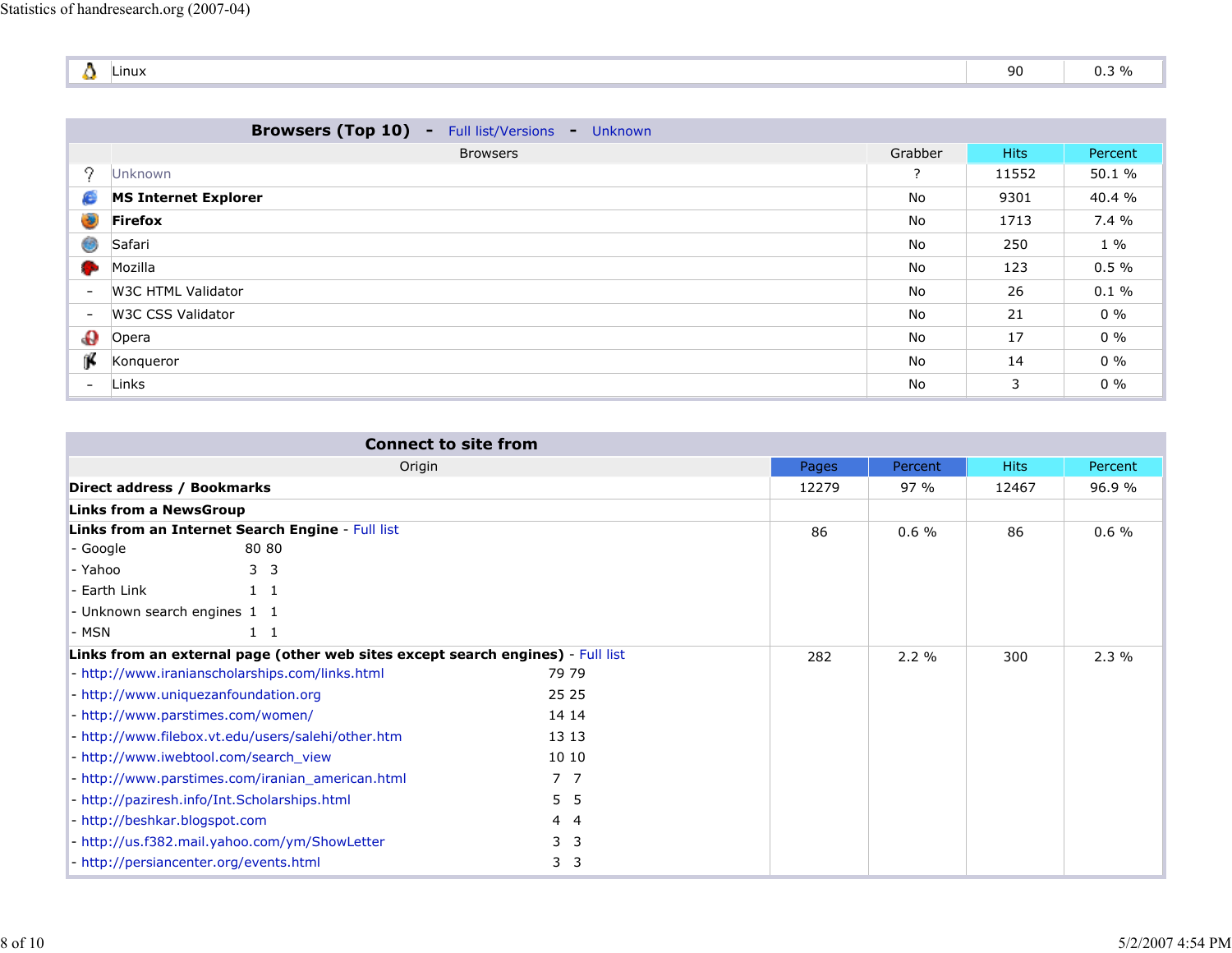| | | | |
|---|---|---|---|
| | Linux | 90 | 0.3 % |

## Browsers (Top 10) - Full list/Versions - Unknown

| | Browsers | Grabber | Hits | Percent |
|---|---|---|---|---|
| | Unknown | ? | 11552 | 50.1 % |
| | **MS Internet Explorer** | No | 9301 | 40.4 % |
| | **Firefox** | No | 1713 | 7.4 % |
| | Safari | No | 250 | 1 % |
| | Mozilla | No | 123 | 0.5 % |
| - | W3C HTML Validator | No | 26 | 0.1 % |
| - | W3C CSS Validator | No | 21 | 0 % |
| | Opera | No | 17 | 0 % |
| | Konqueror | No | 14 | 0 % |
| - | Links | No | 3 | 0 % |

## Connect to site from

| Origin | | | Pages | Percent | Hits | Percent |
|---|---|---|---|---|---|---|
| **Direct address / Bookmarks** | | | 12279 | 97 % | 12467 | 96.9 % |
| **Links from a NewsGroup** | | | | | | |
| **Links from an Internet Search Engine** - Full list | | | 86 | 0.6 % | 86 | 0.6 % |
| - Google | 80 | 80 | | | | |
| - Yahoo | 3 | 3 | | | | |
| - Earth Link | 1 | 1 | | | | |
| - Unknown search engines | 1 | 1 | | | | |
| - MSN | 1 | 1 | | | | |
| **Links from an external page (other web sites except search engines)** - Full list | | | 282 | 2.2 % | 300 | 2.3 % |
| - http://www.iranianscholarships.com/links.html | 79 | 79 | | | | |
| - http://www.uniquezanfoundation.org | 25 | 25 | | | | |
| - http://www.parstimes.com/women/ | 14 | 14 | | | | |
| - http://www.filebox.vt.edu/users/salehi/other.htm | 13 | 13 | | | | |
| - http://www.iwebtool.com/search_view | 10 | 10 | | | | |
| - http://www.parstimes.com/iranian_american.html | 7 | 7 | | | | |
| - http://paziresh.info/Int.Scholarships.html | 5 | 5 | | | | |
| - http://beshkar.blogspot.com | 4 | 4 | | | | |
| - http://us.f382.mail.yahoo.com/ym/ShowLetter | 3 | 3 | | | | |
| - http://persiancenter.org/events.html | 3 | 3 | | | | |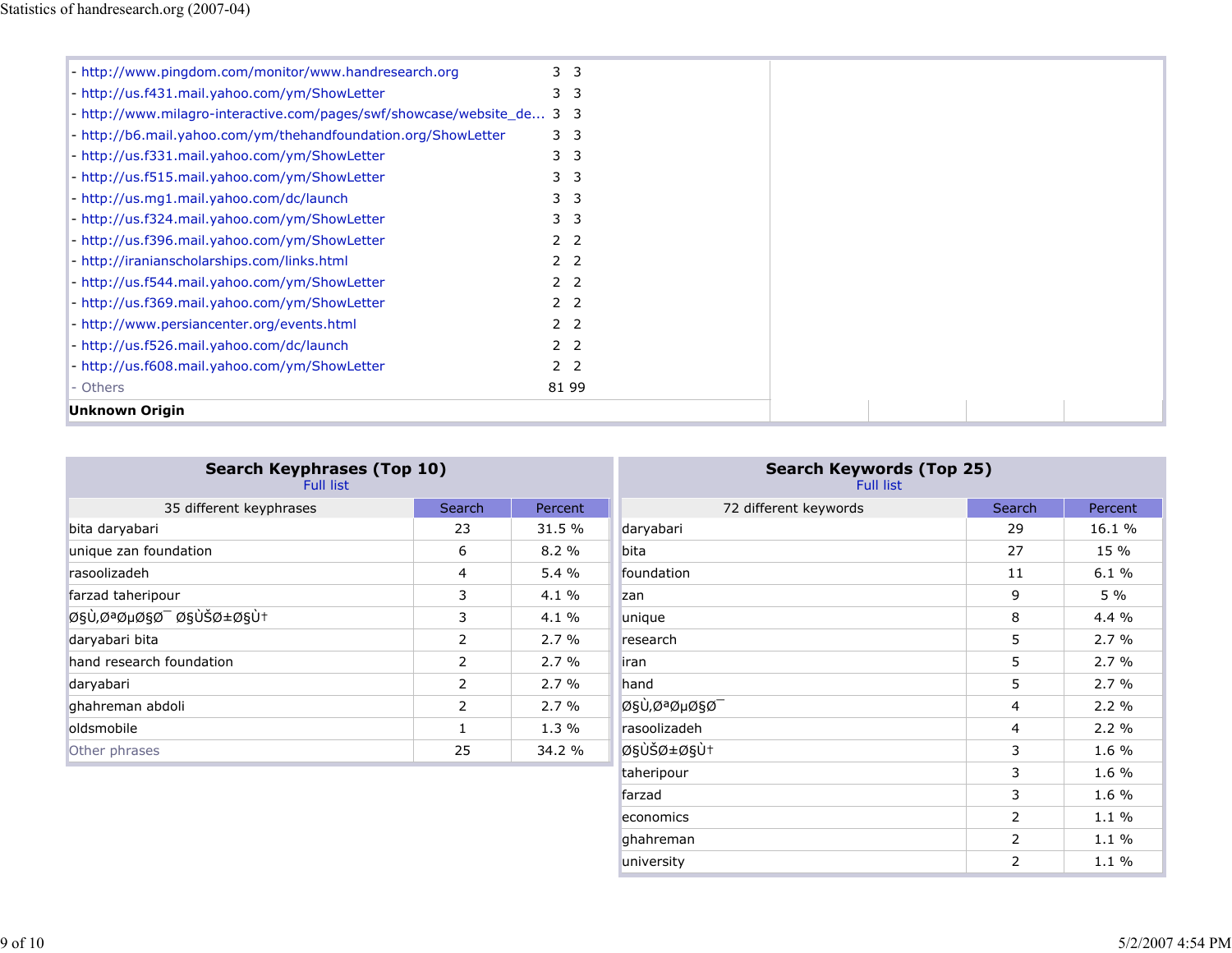| | | |
|---|---|---|
| - http://www.pingdom.com/monitor/www.handresearch.org | 3 | 3 |
| - http://us.f431.mail.yahoo.com/ym/ShowLetter | 3 | 3 |
| - http://www.milagro-interactive.com/pages/swf/showcase/website_de... | 3 | 3 |
| - http://b6.mail.yahoo.com/ym/thehandfoundation.org/ShowLetter | 3 | 3 |
| - http://us.f331.mail.yahoo.com/ym/ShowLetter | 3 | 3 |
| - http://us.f515.mail.yahoo.com/ym/ShowLetter | 3 | 3 |
| - http://us.mg1.mail.yahoo.com/dc/launch | 3 | 3 |
| - http://us.f324.mail.yahoo.com/ym/ShowLetter | 3 | 3 |
| - http://us.f396.mail.yahoo.com/ym/ShowLetter | 2 | 2 |
| - http://iranianscholarships.com/links.html | 2 | 2 |
| - http://us.f544.mail.yahoo.com/ym/ShowLetter | 2 | 2 |
| - http://us.f369.mail.yahoo.com/ym/ShowLetter | 2 | 2 |
| - http://www.persiancenter.org/events.html | 2 | 2 |
| - http://us.f526.mail.yahoo.com/dc/launch | 2 | 2 |
| - http://us.f608.mail.yahoo.com/ym/ShowLetter | 2 | 2 |
| - Others | 81 | 99 |
| **Unknown Origin** | | |

## Search Keyphrases (Top 10)

Full list

| 35 different keyphrases | Search | Percent |
|---|---|---|
| bita daryabari | 23 | 31.5 % |
| unique zan foundation | 6 | 8.2 % |
| rasoolizadeh | 4 | 5.4 % |
| farzad taheripour | 3 | 4.1 % |
| Ø§Ù‚ØªØµØ§Ø¯ Ø§ÙŠØ±Ø§Ù† | 3 | 4.1 % |
| daryabari bita | 2 | 2.7 % |
| hand research foundation | 2 | 2.7 % |
| daryabari | 2 | 2.7 % |
| ghahreman abdoli | 2 | 2.7 % |
| oldsmobile | 1 | 1.3 % |
| Other phrases | 25 | 34.2 % |

## Search Keywords (Top 25)

Full list

| 72 different keywords | Search | Percent |
|---|---|---|
| daryabari | 29 | 16.1 % |
| bita | 27 | 15 % |
| foundation | 11 | 6.1 % |
| zan | 9 | 5 % |
| unique | 8 | 4.4 % |
| research | 5 | 2.7 % |
| iran | 5 | 2.7 % |
| hand | 5 | 2.7 % |
| Ø§Ù‚ØªØµØ§Ø¯ | 4 | 2.2 % |
| rasoolizadeh | 4 | 2.2 % |
| Ø§ÙŠØ±Ø§Ù† | 3 | 1.6 % |
| taheripour | 3 | 1.6 % |
| farzad | 3 | 1.6 % |
| economics | 2 | 1.1 % |
| ghahreman | 2 | 1.1 % |
| university | 2 | 1.1 % |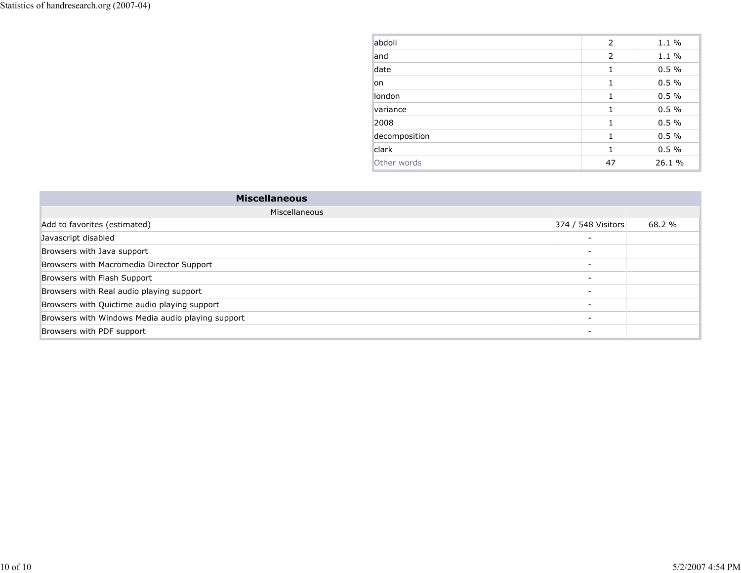| | | |
|---|---|---|
| abdoli | 2 | 1.1 % |
| and | 2 | 1.1 % |
| date | 1 | 0.5 % |
| on | 1 | 0.5 % |
| london | 1 | 0.5 % |
| variance | 1 | 0.5 % |
| 2008 | 1 | 0.5 % |
| decomposition | 1 | 0.5 % |
| clark | 1 | 0.5 % |
| Other words | 47 | 26.1 % |

## Miscellaneous

| Miscellaneous | | |
|---|---|---|
| Add to favorites (estimated) | 374 / 548 Visitors | 68.2 % |
| Javascript disabled | - | |
| Browsers with Java support | - | |
| Browsers with Macromedia Director Support | - | |
| Browsers with Flash Support | - | |
| Browsers with Real audio playing support | - | |
| Browsers with Quictime audio playing support | - | |
| Browsers with Windows Media audio playing support | - | |
| Browsers with PDF support | - | |